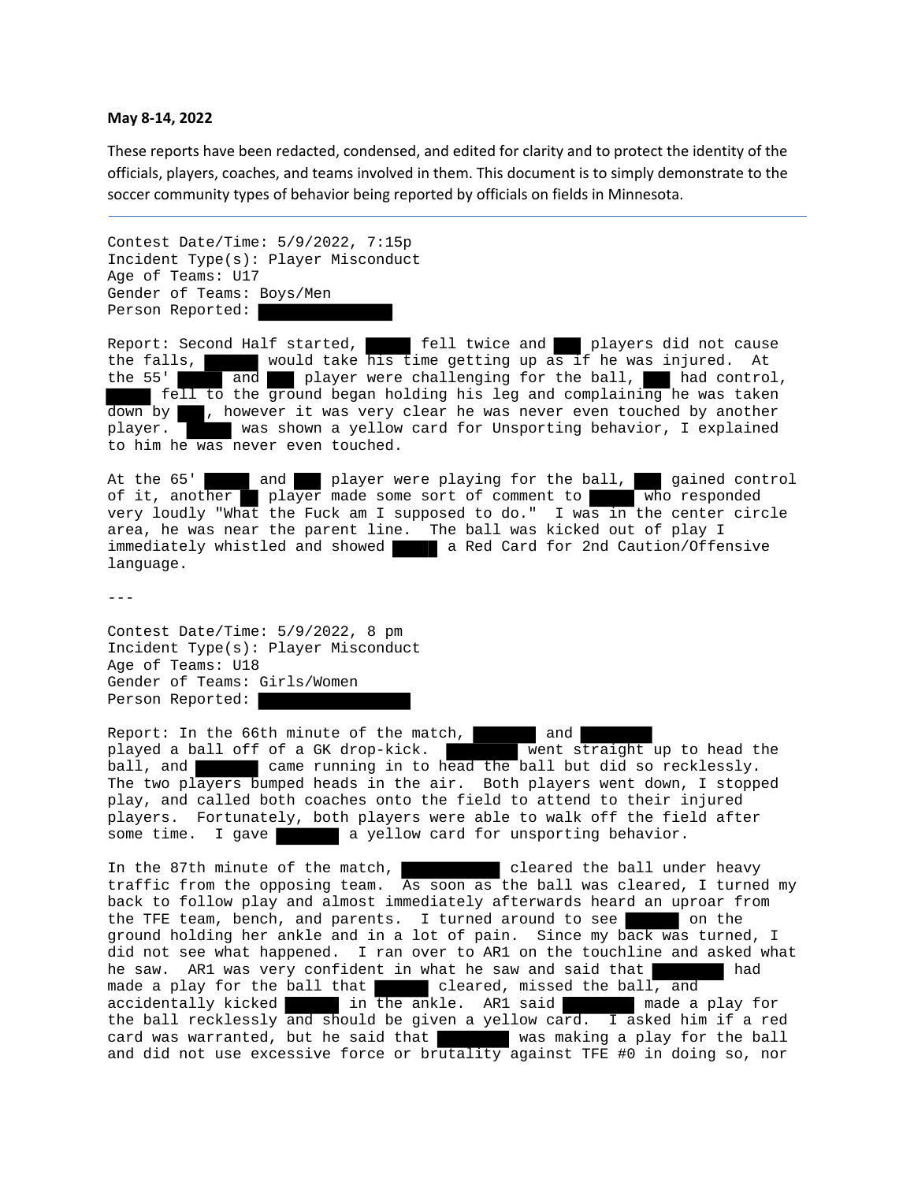**May 8-14, 2022**

These reports have been redacted, condensed, and edited for clarity and to protect the identity of the officials, players, coaches, and teams involved in them. This document is to simply demonstrate to the soccer community types of behavior being reported by officials on fields in Minnesota.

---

Contest Date/Time: 5/9/2022, 7:15p
Incident Type(s): Player Misconduct
Age of Teams: U17
Gender of Teams: Boys/Men
Person Reported: ████████

Report: Second Half started, ███ fell twice and ██ players did not cause the falls, ████ would take his time getting up as if he was injured. At the 55' ███ and ██ player were challenging for the ball, ██ had control, ███ fell to the ground began holding his leg and complaining he was taken down by ██, however it was very clear he was never even touched by another player. ███ was shown a yellow card for Unsporting behavior, I explained to him he was never even touched.

At the 65' ███ and ██ player were playing for the ball, ██ gained control of it, another █ player made some sort of comment to ███ who responded very loudly "What the Fuck am I supposed to do." I was in the center circle area, he was near the parent line. The ball was kicked out of play I immediately whistled and showed ███ a Red Card for 2nd Caution/Offensive language.

---

Contest Date/Time: 5/9/2022, 8 pm
Incident Type(s): Player Misconduct
Age of Teams: U18
Gender of Teams: Girls/Women
Person Reported: ██████████

Report: In the 66th minute of the match, ████ and █████ played a ball off of a GK drop-kick. █████ went straight up to head the ball, and ████ came running in to head the ball but did so recklessly. The two players bumped heads in the air. Both players went down, I stopped play, and called both coaches onto the field to attend to their injured players. Fortunately, both players were able to walk off the field after some time. I gave ████ a yellow card for unsporting behavior.

In the 87th minute of the match, ██████ cleared the ball under heavy traffic from the opposing team. As soon as the ball was cleared, I turned my back to follow play and almost immediately afterwards heard an uproar from the TFE team, bench, and parents. I turned around to see ████ on the ground holding her ankle and in a lot of pain. Since my back was turned, I did not see what happened. I ran over to AR1 on the touchline and asked what he saw. AR1 was very confident in what he saw and said that █████ had made a play for the ball that ████ cleared, missed the ball, and accidentally kicked ████ in the ankle. AR1 said █████ made a play for the ball recklessly and should be given a yellow card. I asked him if a red card was warranted, but he said that █████ was making a play for the ball and did not use excessive force or brutality against TFE #0 in doing so, nor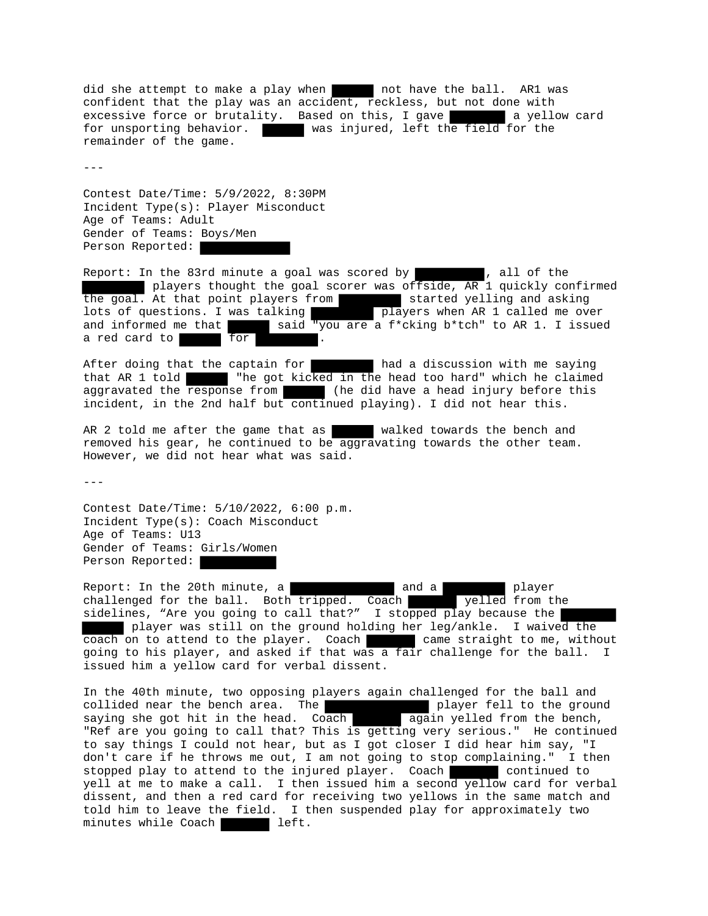did she attempt to make a play when [REDACTED] not have the ball. AR1 was confident that the play was an accident, reckless, but not done with excessive force or brutality. Based on this, I gave [REDACTED] a yellow card for unsporting behavior. [REDACTED] was injured, left the field for the remainder of the game.

---

Contest Date/Time: 5/9/2022, 8:30PM
Incident Type(s): Player Misconduct
Age of Teams: Adult
Gender of Teams: Boys/Men
Person Reported: [REDACTED]

Report: In the 83rd minute a goal was scored by [REDACTED], all of the [REDACTED] players thought the goal scorer was offside, AR 1 quickly confirmed the goal. At that point players from [REDACTED] started yelling and asking lots of questions. I was talking [REDACTED] players when AR 1 called me over and informed me that [REDACTED] said "you are a f*cking b*tch" to AR 1. I issued a red card to [REDACTED] for [REDACTED].

After doing that the captain for [REDACTED] had a discussion with me saying that AR 1 told [REDACTED] "he got kicked in the head too hard" which he claimed aggravated the response from [REDACTED] (he did have a head injury before this incident, in the 2nd half but continued playing). I did not hear this.

AR 2 told me after the game that as [REDACTED] walked towards the bench and removed his gear, he continued to be aggravating towards the other team. However, we did not hear what was said.

---

Contest Date/Time: 5/10/2022, 6:00 p.m.
Incident Type(s): Coach Misconduct
Age of Teams: U13
Gender of Teams: Girls/Women
Person Reported: [REDACTED]

Report: In the 20th minute, a [REDACTED] and a [REDACTED] player challenged for the ball. Both tripped. Coach [REDACTED] yelled from the sidelines, "Are you going to call that?" I stopped play because the [REDACTED] player was still on the ground holding her leg/ankle. I waived the coach on to attend to the player. Coach [REDACTED] came straight to me, without going to his player, and asked if that was a fair challenge for the ball. I issued him a yellow card for verbal dissent.

In the 40th minute, two opposing players again challenged for the ball and collided near the bench area. The [REDACTED] player fell to the ground saying she got hit in the head. Coach [REDACTED] again yelled from the bench, "Ref are you going to call that? This is getting very serious." He continued to say things I could not hear, but as I got closer I did hear him say, "I don't care if he throws me out, I am not going to stop complaining." I then stopped play to attend to the injured player. Coach [REDACTED] continued to yell at me to make a call. I then issued him a second yellow card for verbal dissent, and then a red card for receiving two yellows in the same match and told him to leave the field. I then suspended play for approximately two minutes while Coach [REDACTED] left.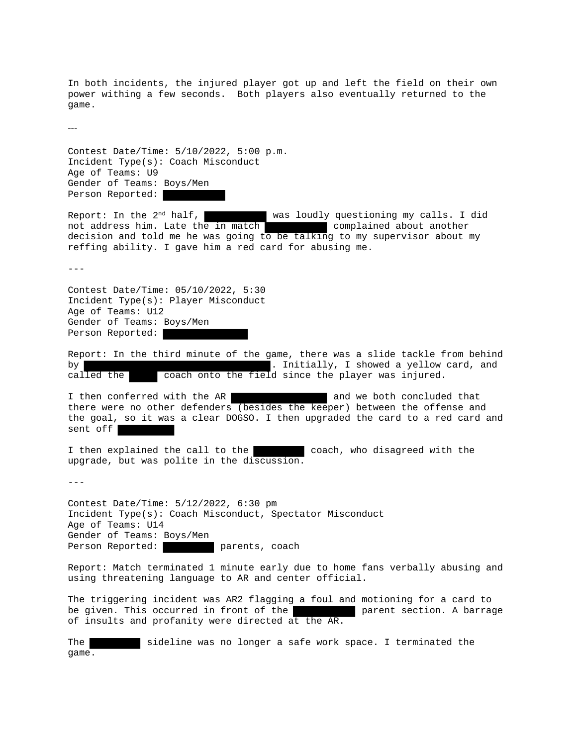In both incidents, the injured player got up and left the field on their own power withing a few seconds. Both players also eventually returned to the game.

---

Contest Date/Time: 5/10/2022, 5:00 p.m.
Incident Type(s): Coach Misconduct
Age of Teams: U9
Gender of Teams: Boys/Men
Person Reported: ██████████

Report: In the 2nd half, ██████████ was loudly questioning my calls. I did not address him. Late the in match ██████████ complained about another decision and told me he was going to be talking to my supervisor about my reffing ability. I gave him a red card for abusing me.

---

Contest Date/Time: 05/10/2022, 5:30
Incident Type(s): Player Misconduct
Age of Teams: U12
Gender of Teams: Boys/Men
Person Reported: ██████████████

Report: In the third minute of the game, there was a slide tackle from behind by ██████████████████████████████. Initially, I showed a yellow card, and called the ████ coach onto the field since the player was injured.

I then conferred with the AR ████████████████ and we both concluded that there were no other defenders (besides the keeper) between the offense and the goal, so it was a clear DOGSO. I then upgraded the card to a red card and sent off █████████

I then explained the call to the ████████ coach, who disagreed with the upgrade, but was polite in the discussion.

---

Contest Date/Time: 5/12/2022, 6:30 pm
Incident Type(s): Coach Misconduct, Spectator Misconduct
Age of Teams: U14
Gender of Teams: Boys/Men
Person Reported: ████████ parents, coach

Report: Match terminated 1 minute early due to home fans verbally abusing and using threatening language to AR and center official.

The triggering incident was AR2 flagging a foul and motioning for a card to be given. This occurred in front of the ██████████ parent section. A barrage of insults and profanity were directed at the AR.

The ████████ sideline was no longer a safe work space. I terminated the game.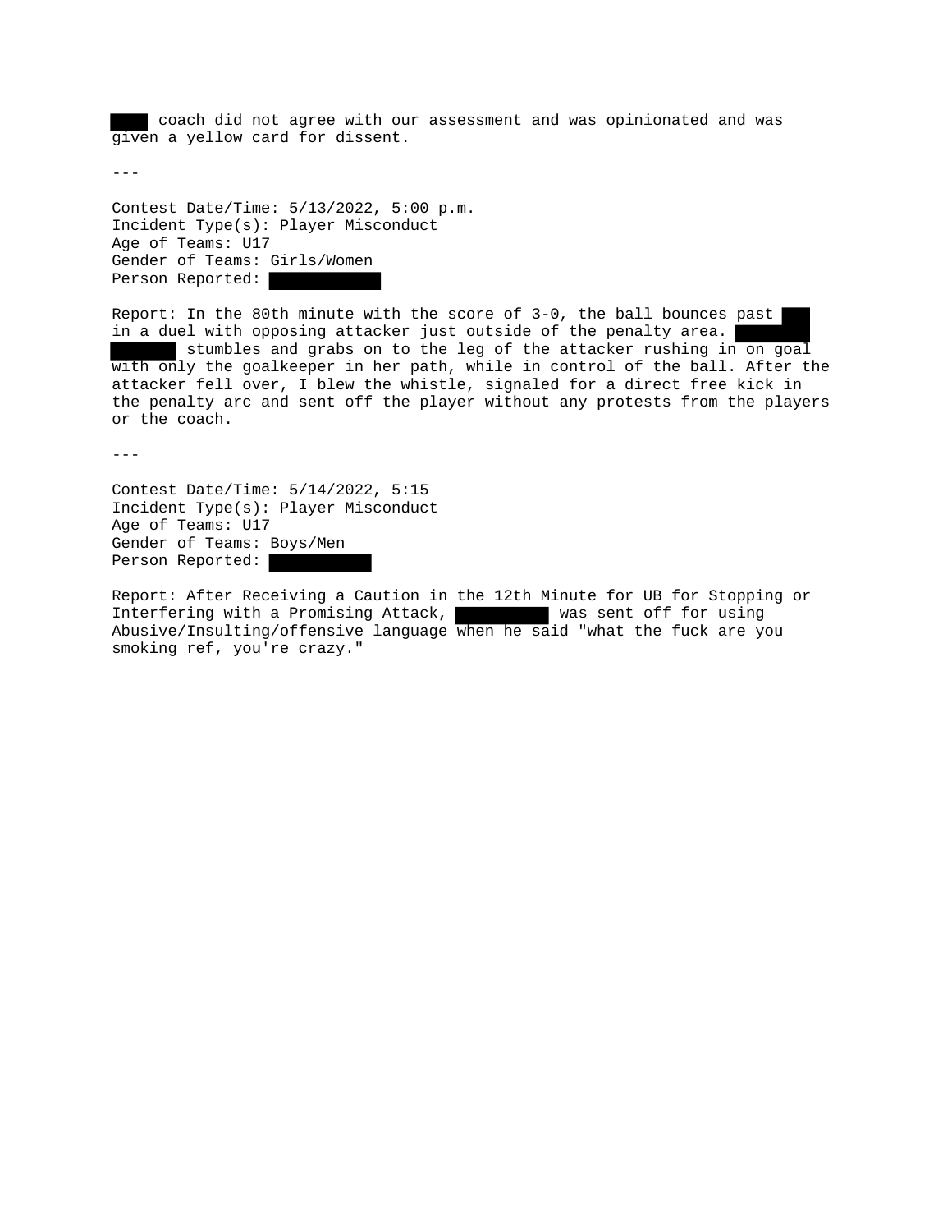█████ coach did not agree with our assessment and was opinionated and was given a yellow card for dissent.

---

Contest Date/Time: 5/13/2022, 5:00 p.m.
Incident Type(s): Player Misconduct
Age of Teams: U17
Gender of Teams: Girls/Women
Person Reported: ████████████

Report: In the 80th minute with the score of 3-0, the ball bounces past ███ in a duel with opposing attacker just outside of the penalty area. ████████ ███████ stumbles and grabs on to the leg of the attacker rushing in on goal with only the goalkeeper in her path, while in control of the ball. After the attacker fell over, I blew the whistle, signaled for a direct free kick in the penalty arc and sent off the player without any protests from the players or the coach.

---

Contest Date/Time: 5/14/2022, 5:15
Incident Type(s): Player Misconduct
Age of Teams: U17
Gender of Teams: Boys/Men
Person Reported: ███████████

Report: After Receiving a Caution in the 12th Minute for UB for Stopping or Interfering with a Promising Attack, ██████████ was sent off for using Abusive/Insulting/offensive language when he said "what the fuck are you smoking ref, you're crazy."